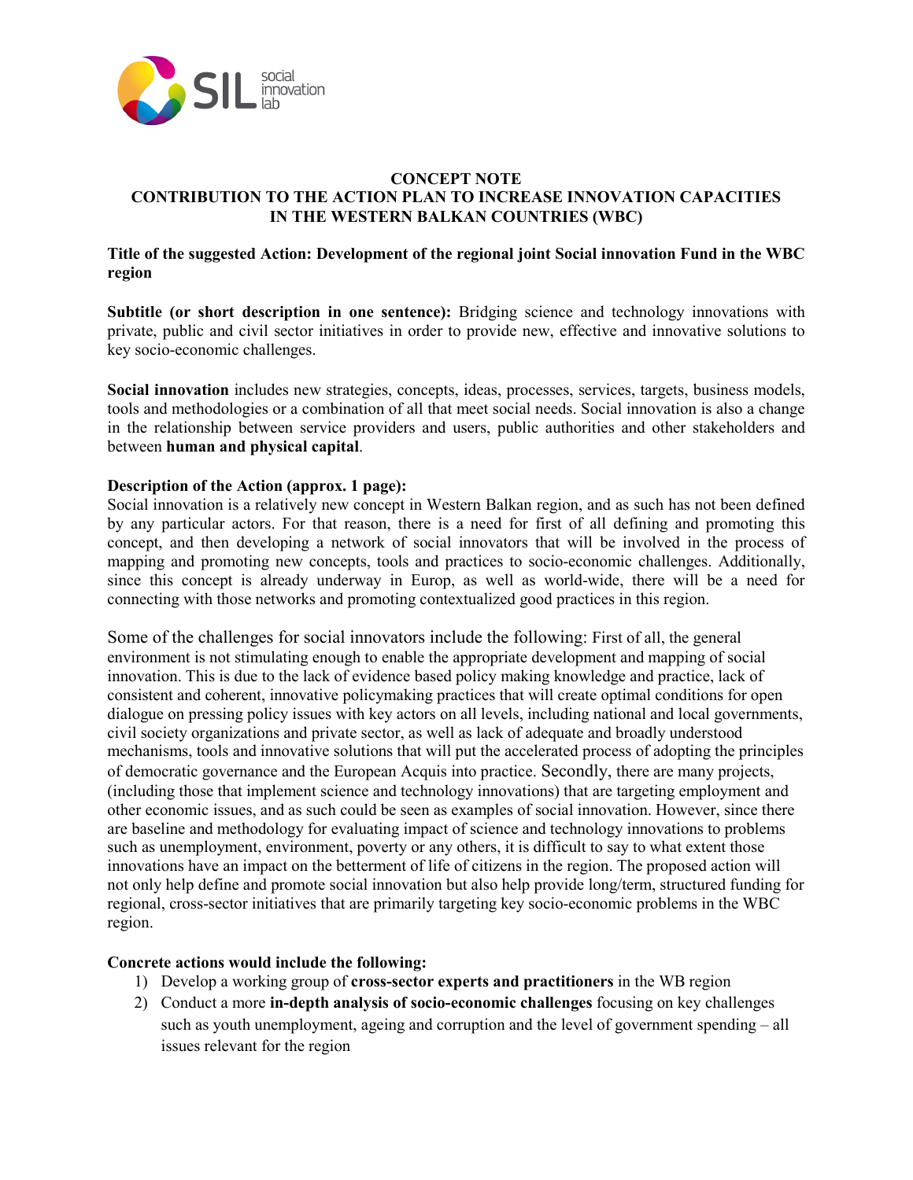**CONCEPT NOTE**
**CONTRIBUTION TO THE ACTION PLAN TO INCREASE INNOVATION CAPACITIES IN THE WESTERN BALKAN COUNTRIES (WBC)**

**Title of the suggested Action: Development of the regional joint Social innovation Fund in the WBC region**

**Subtitle (or short description in one sentence):** Bridging science and technology innovations with private, public and civil sector initiatives in order to provide new, effective and innovative solutions to key socio-economic challenges.

**Social innovation** includes new strategies, concepts, ideas, processes, services, targets, business models, tools and methodologies or a combination of all that meet social needs. Social innovation is also a change in the relationship between service providers and users, public authorities and other stakeholders and between **human and physical capital**.

**Description of the Action (approx. 1 page):**
Social innovation is a relatively new concept in Western Balkan region, and as such has not been defined by any particular actors. For that reason, there is a need for first of all defining and promoting this concept, and then developing a network of social innovators that will be involved in the process of mapping and promoting new concepts, tools and practices to socio-economic challenges. Additionally, since this concept is already underway in Europ, as well as world-wide, there will be a need for connecting with those networks and promoting contextualized good practices in this region.

Some of the challenges for social innovators include the following: First of all, the general environment is not stimulating enough to enable the appropriate development and mapping of social innovation. This is due to the lack of evidence based policy making knowledge and practice, lack of consistent and coherent, innovative policymaking practices that will create optimal conditions for open dialogue on pressing policy issues with key actors on all levels, including national and local governments, civil society organizations and private sector, as well as lack of adequate and broadly understood mechanisms, tools and innovative solutions that will put the accelerated process of adopting the principles of democratic governance and the European Acquis into practice. Secondly, there are many projects, (including those that implement science and technology innovations) that are targeting employment and other economic issues, and as such could be seen as examples of social innovation. However, since there are baseline and methodology for evaluating impact of science and technology innovations to problems such as unemployment, environment, poverty or any others, it is difficult to say to what extent those innovations have an impact on the betterment of life of citizens in the region. The proposed action will not only help define and promote social innovation but also help provide long/term, structured funding for regional, cross-sector initiatives that are primarily targeting key socio-economic problems in the WBC region.

**Concrete actions would include the following:**

1) Develop a working group of **cross-sector experts and practitioners** in the WB region
2) Conduct a more **in-depth analysis of socio-economic challenges** focusing on key challenges such as youth unemployment, ageing and corruption and the level of government spending – all issues relevant for the region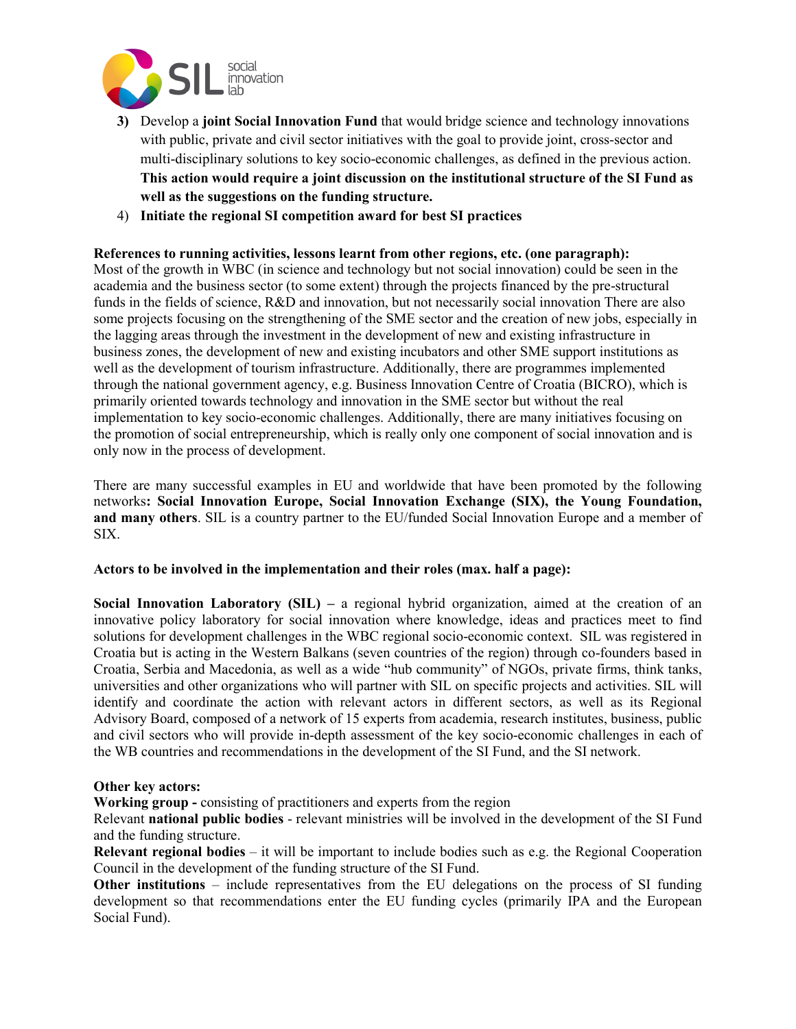3) Develop a **joint Social Innovation Fund** that would bridge science and technology innovations with public, private and civil sector initiatives with the goal to provide joint, cross-sector and multi-disciplinary solutions to key socio-economic challenges, as defined in the previous action. **This action would require a joint discussion on the institutional structure of the SI Fund as well as the suggestions on the funding structure.**
4) **Initiate the regional SI competition award for best SI practices**

**References to running activities, lessons learnt from other regions, etc. (one paragraph):**
Most of the growth in WBC (in science and technology but not social innovation) could be seen in the academia and the business sector (to some extent) through the projects financed by the pre-structural funds in the fields of science, R&D and innovation, but not necessarily social innovation There are also some projects focusing on the strengthening of the SME sector and the creation of new jobs, especially in the lagging areas through the investment in the development of new and existing infrastructure in business zones, the development of new and existing incubators and other SME support institutions as well as the development of tourism infrastructure. Additionally, there are programmes implemented through the national government agency, e.g. Business Innovation Centre of Croatia (BICRO), which is primarily oriented towards technology and innovation in the SME sector but without the real implementation to key socio-economic challenges. Additionally, there are many initiatives focusing on the promotion of social entrepreneurship, which is really only one component of social innovation and is only now in the process of development.

There are many successful examples in EU and worldwide that have been promoted by the following networks**: Social Innovation Europe, Social Innovation Exchange (SIX), the Young Foundation, and many others**. SIL is a country partner to the EU/funded Social Innovation Europe and a member of SIX.

**Actors to be involved in the implementation and their roles (max. half a page):**

**Social Innovation Laboratory (SIL) –** a regional hybrid organization, aimed at the creation of an innovative policy laboratory for social innovation where knowledge, ideas and practices meet to find solutions for development challenges in the WBC regional socio-economic context. SIL was registered in Croatia but is acting in the Western Balkans (seven countries of the region) through co-founders based in Croatia, Serbia and Macedonia, as well as a wide "hub community" of NGOs, private firms, think tanks, universities and other organizations who will partner with SIL on specific projects and activities. SIL will identify and coordinate the action with relevant actors in different sectors, as well as its Regional Advisory Board, composed of a network of 15 experts from academia, research institutes, business, public and civil sectors who will provide in-depth assessment of the key socio-economic challenges in each of the WB countries and recommendations in the development of the SI Fund, and the SI network.

**Other key actors:**
**Working group -** consisting of practitioners and experts from the region
Relevant **national public bodies** - relevant ministries will be involved in the development of the SI Fund and the funding structure.
**Relevant regional bodies** – it will be important to include bodies such as e.g. the Regional Cooperation Council in the development of the funding structure of the SI Fund.
**Other institutions** – include representatives from the EU delegations on the process of SI funding development so that recommendations enter the EU funding cycles (primarily IPA and the European Social Fund).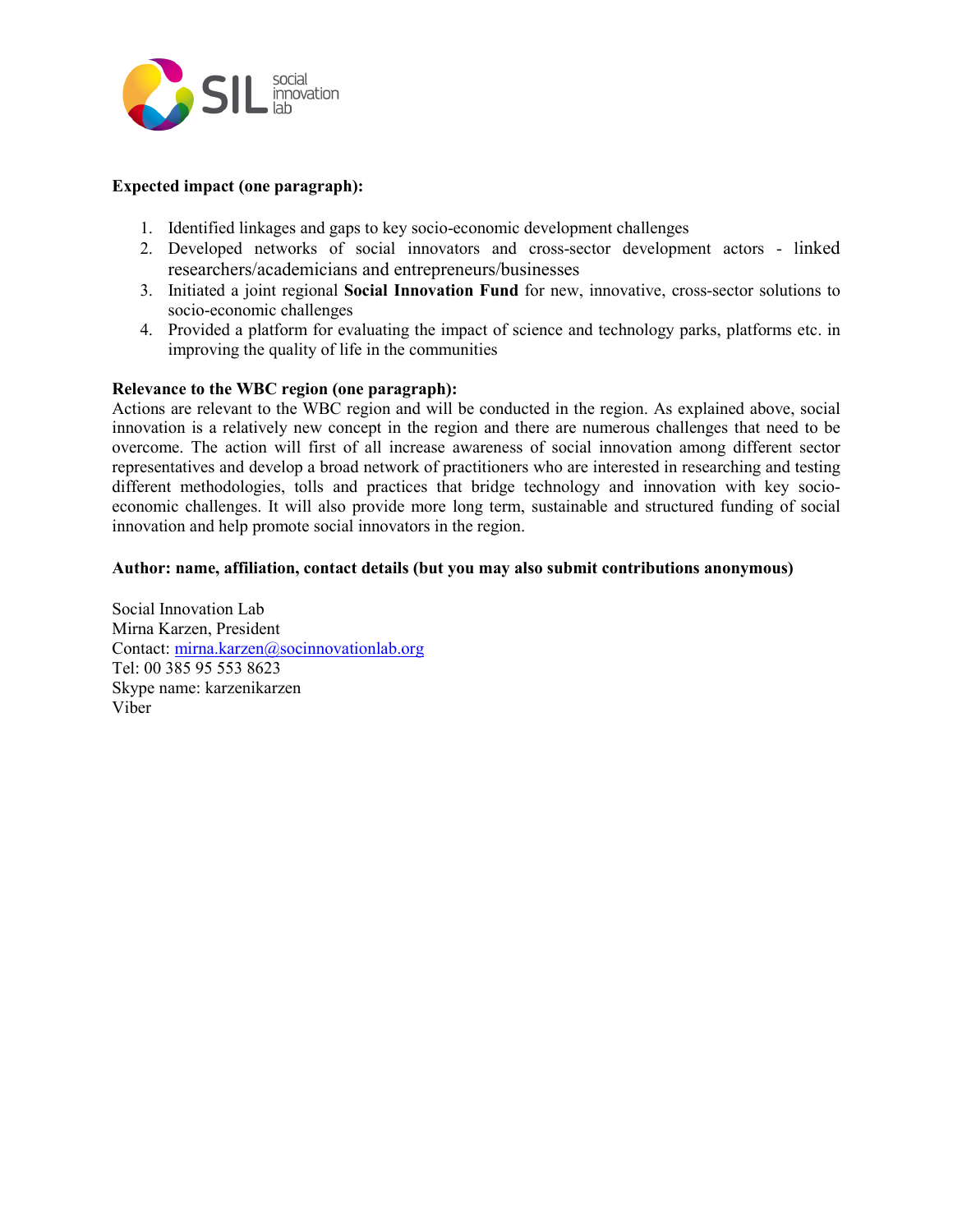**Expected impact (one paragraph):**

1. Identified linkages and gaps to key socio-economic development challenges
2. Developed networks of social innovators and cross-sector development actors - linked researchers/academicians and entrepreneurs/businesses
3. Initiated a joint regional **Social Innovation Fund** for new, innovative, cross-sector solutions to socio-economic challenges
4. Provided a platform for evaluating the impact of science and technology parks, platforms etc. in improving the quality of life in the communities

**Relevance to the WBC region (one paragraph):**

Actions are relevant to the WBC region and will be conducted in the region. As explained above, social innovation is a relatively new concept in the region and there are numerous challenges that need to be overcome. The action will first of all increase awareness of social innovation among different sector representatives and develop a broad network of practitioners who are interested in researching and testing different methodologies, tolls and practices that bridge technology and innovation with key socio-economic challenges. It will also provide more long term, sustainable and structured funding of social innovation and help promote social innovators in the region.

**Author: name, affiliation, contact details (but you may also submit contributions anonymous)**

Social Innovation Lab
Mirna Karzen, President
Contact: mirna.karzen@socinnovationlab.org
Tel: 00 385 95 553 8623
Skype name: karzenikarzen
Viber